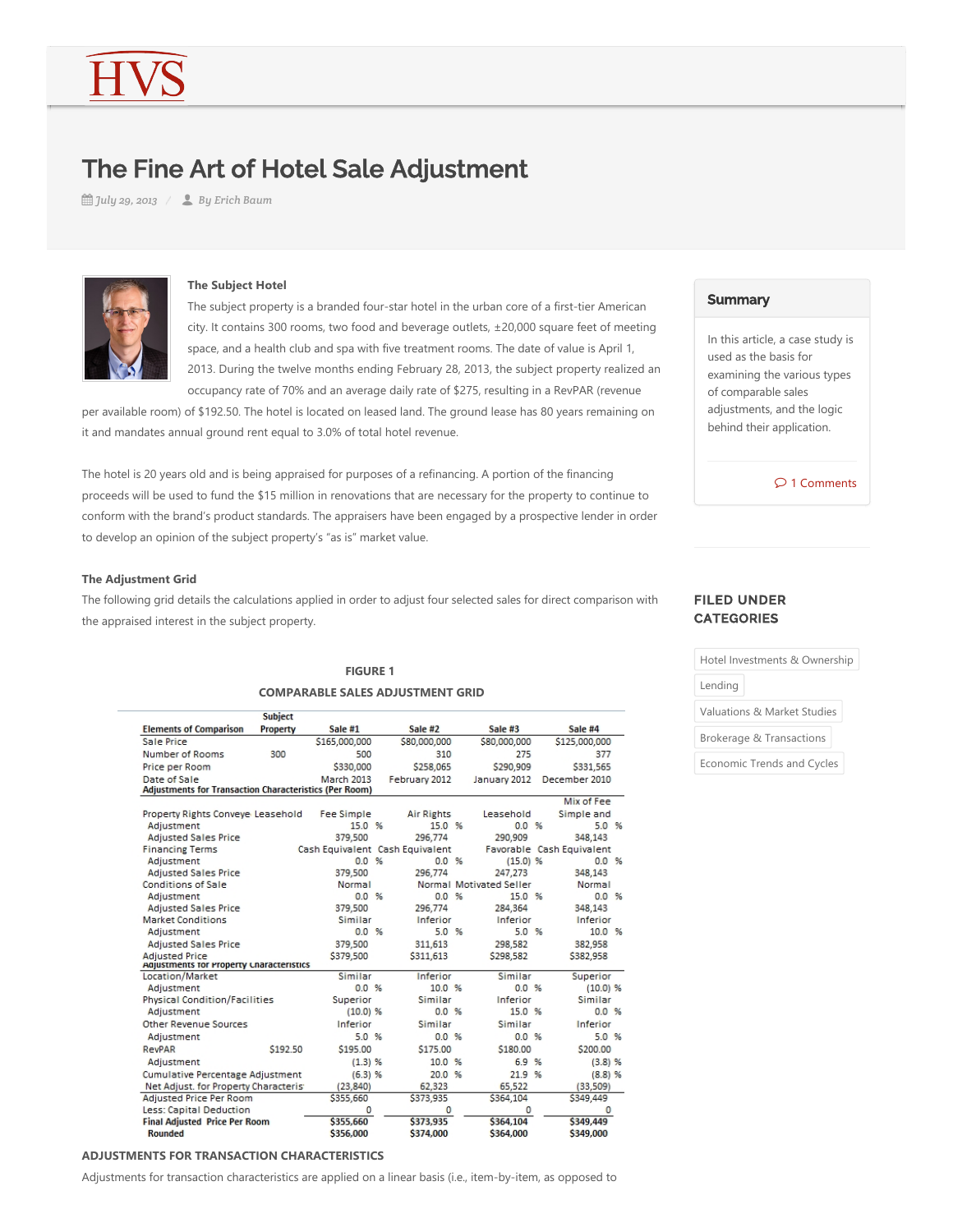# The Fine Art of Hotel Sale Adjustment

*July 29, 2013 / By Erich Baum*

### The Subject Hotel

The subject property is a branded four-star hotel in the urban core of a first-tier American city. It contains 300 rooms, two food and beverage outlets, ±20,000 square feet of meeting space, and a health club and spa with five treatment rooms. The date of value is April 1, 2013. During the twelve months ending February 28, 2013, the subject property realized an occupancy rate of 70% and an average daily rate of $275, resulting in a RevPAR (revenue per available room) of $192.50. The hotel is located on leased land. The ground lease has 80 years remaining on it and mandates annual ground rent equal to 3.0% of total hotel revenue.

The hotel is 20 years old and is being appraised for purposes of a refinancing. A portion of the financing proceeds will be used to fund the $15 million in renovations that are necessary for the property to continue to conform with the brand's product standards. The appraisers have been engaged by a prospective lender in order to develop an opinion of the subject property's "as is" market value.

### The Adjustment Grid

The following grid details the calculations applied in order to adjust four selected sales for direct comparison with the appraised interest in the subject property.

**FIGURE 1**

**COMPARABLE SALES ADJUSTMENT GRID**

| Elements of Comparison | Subject Property | Sale #1 | Sale #2 | Sale #3 | Sale #4 |
|---|---|---|---|---|---|
| Sale Price | | $165,000,000 | $80,000,000 | $80,000,000 | $125,000,000 |
| Number of Rooms | 300 | 500 | 310 | 275 | 377 |
| Price per Room | | $330,000 | $258,065 | $290,909 | $331,565 |
| Date of Sale | | March 2013 | February 2012 | January 2012 | December 2010 |
| **Adjustments for Transaction Characteristics (Per Room)** | | | | | |
| Property Rights Conveyed | Leasehold | Fee Simple | Air Rights | Leasehold | Mix of Fee Simple and |
| Adjustment | | 15.0 % | 15.0 % | 0.0 % | 5.0 % |
| Adjusted Sales Price | | 379,500 | 296,774 | 290,909 | 348,143 |
| Financing Terms | | Cash Equivalent | Cash Equivalent | Favorable | Cash Equivalent |
| Adjustment | | 0.0 % | 0.0 % | (15.0) % | 0.0 % |
| Adjusted Sales Price | | 379,500 | 296,774 | 247,273 | 348,143 |
| Conditions of Sale | | Normal | Normal | Motivated Seller | Normal |
| Adjustment | | 0.0 % | 0.0 % | 15.0 % | 0.0 % |
| Adjusted Sales Price | | 379,500 | 296,774 | 284,364 | 348,143 |
| Market Conditions | | Similar | Inferior | Inferior | Inferior |
| Adjustment | | 0.0 % | 5.0 % | 5.0 % | 10.0 % |
| Adjusted Sales Price | | 379,500 | 311,613 | 298,582 | 382,958 |
| Adjusted Price | | $379,500 | $311,613 | $298,582 | $382,958 |
| **Adjustments for Property Characteristics** | | | | | |
| Location/Market | | Similar | Inferior | Similar | Superior |
| Adjustment | | 0.0 % | 10.0 % | 0.0 % | (10.0) % |
| Physical Condition/Facilities | | Superior | Similar | Inferior | Similar |
| Adjustment | | (10.0) % | 0.0 % | 15.0 % | 0.0 % |
| Other Revenue Sources | | Inferior | Similar | Similar | Inferior |
| Adjustment | | 5.0 % | 0.0 % | 0.0 % | 5.0 % |
| RevPAR | $192.50 | $195.00 | $175.00 | $180.00 | $200.00 |
| Adjustment | | (1.3) % | 10.0 % | 6.9 % | (3.8) % |
| Cumulative Percentage Adjustment | | (6.3) % | 20.0 % | 21.9 % | (8.8) % |
| Net Adjust. for Property Characteristics | | (23,840) | 62,323 | 65,522 | (33,509) |
| Adjusted Price Per Room | | $355,660 | $373,935 | $364,104 | $349,449 |
| Less: Capital Deduction | | 0 | 0 | 0 | 0 |
| **Final Adjusted Price Per Room** | | $355,660 | $373,935 | $364,104 | $349,449 |
| **Rounded** | | $356,000 | $374,000 | $364,000 | $349,000 |

### ADJUSTMENTS FOR TRANSACTION CHARACTERISTICS

Adjustments for transaction characteristics are applied on a linear basis (i.e., item-by-item, as opposed to

**Summary**

In this article, a case study is used as the basis for examining the various types of comparable sales adjustments, and the logic behind their application.

1 Comments

**FILED UNDER CATEGORIES**

- Hotel Investments & Ownership
- Lending
- Valuations & Market Studies
- Brokerage & Transactions
- Economic Trends and Cycles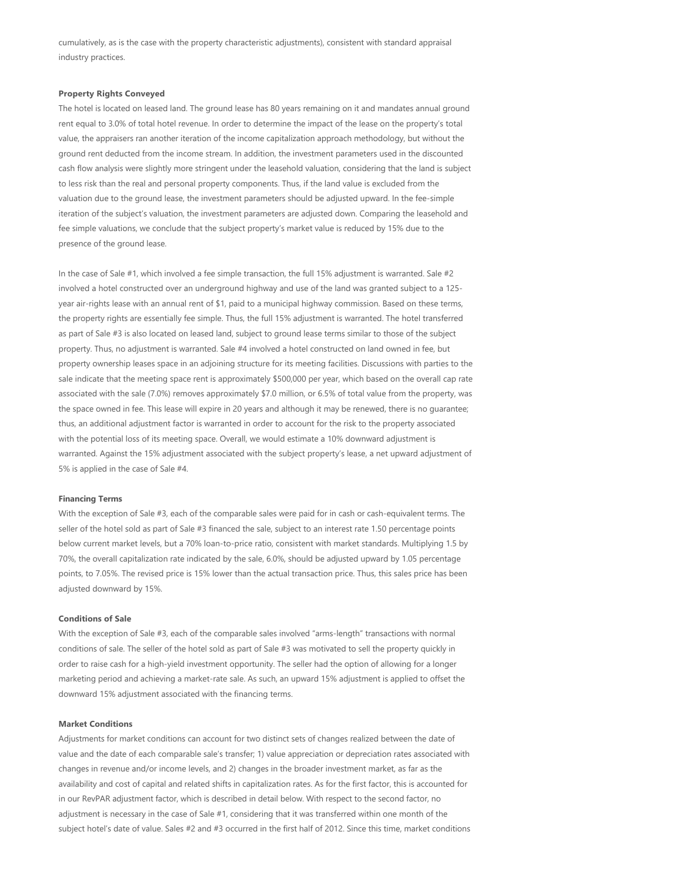cumulatively, as is the case with the property characteristic adjustments), consistent with standard appraisal industry practices.

**Property Rights Conveyed**

The hotel is located on leased land. The ground lease has 80 years remaining on it and mandates annual ground rent equal to 3.0% of total hotel revenue. In order to determine the impact of the lease on the property's total value, the appraisers ran another iteration of the income capitalization approach methodology, but without the ground rent deducted from the income stream. In addition, the investment parameters used in the discounted cash flow analysis were slightly more stringent under the leasehold valuation, considering that the land is subject to less risk than the real and personal property components. Thus, if the land value is excluded from the valuation due to the ground lease, the investment parameters should be adjusted upward. In the fee-simple iteration of the subject's valuation, the investment parameters are adjusted down. Comparing the leasehold and fee simple valuations, we conclude that the subject property's market value is reduced by 15% due to the presence of the ground lease.

In the case of Sale #1, which involved a fee simple transaction, the full 15% adjustment is warranted. Sale #2 involved a hotel constructed over an underground highway and use of the land was granted subject to a 125-year air-rights lease with an annual rent of $1, paid to a municipal highway commission. Based on these terms, the property rights are essentially fee simple. Thus, the full 15% adjustment is warranted. The hotel transferred as part of Sale #3 is also located on leased land, subject to ground lease terms similar to those of the subject property. Thus, no adjustment is warranted. Sale #4 involved a hotel constructed on land owned in fee, but property ownership leases space in an adjoining structure for its meeting facilities. Discussions with parties to the sale indicate that the meeting space rent is approximately $500,000 per year, which based on the overall cap rate associated with the sale (7.0%) removes approximately $7.0 million, or 6.5% of total value from the property, was the space owned in fee. This lease will expire in 20 years and although it may be renewed, there is no guarantee; thus, an additional adjustment factor is warranted in order to account for the risk to the property associated with the potential loss of its meeting space. Overall, we would estimate a 10% downward adjustment is warranted. Against the 15% adjustment associated with the subject property's lease, a net upward adjustment of 5% is applied in the case of Sale #4.

**Financing Terms**

With the exception of Sale #3, each of the comparable sales were paid for in cash or cash-equivalent terms. The seller of the hotel sold as part of Sale #3 financed the sale, subject to an interest rate 1.50 percentage points below current market levels, but a 70% loan-to-price ratio, consistent with market standards. Multiplying 1.5 by 70%, the overall capitalization rate indicated by the sale, 6.0%, should be adjusted upward by 1.05 percentage points, to 7.05%. The revised price is 15% lower than the actual transaction price. Thus, this sales price has been adjusted downward by 15%.

**Conditions of Sale**

With the exception of Sale #3, each of the comparable sales involved "arms-length" transactions with normal conditions of sale. The seller of the hotel sold as part of Sale #3 was motivated to sell the property quickly in order to raise cash for a high-yield investment opportunity. The seller had the option of allowing for a longer marketing period and achieving a market-rate sale. As such, an upward 15% adjustment is applied to offset the downward 15% adjustment associated with the financing terms.

**Market Conditions**

Adjustments for market conditions can account for two distinct sets of changes realized between the date of value and the date of each comparable sale's transfer; 1) value appreciation or depreciation rates associated with changes in revenue and/or income levels, and 2) changes in the broader investment market, as far as the availability and cost of capital and related shifts in capitalization rates. As for the first factor, this is accounted for in our RevPAR adjustment factor, which is described in detail below. With respect to the second factor, no adjustment is necessary in the case of Sale #1, considering that it was transferred within one month of the subject hotel's date of value. Sales #2 and #3 occurred in the first half of 2012. Since this time, market conditions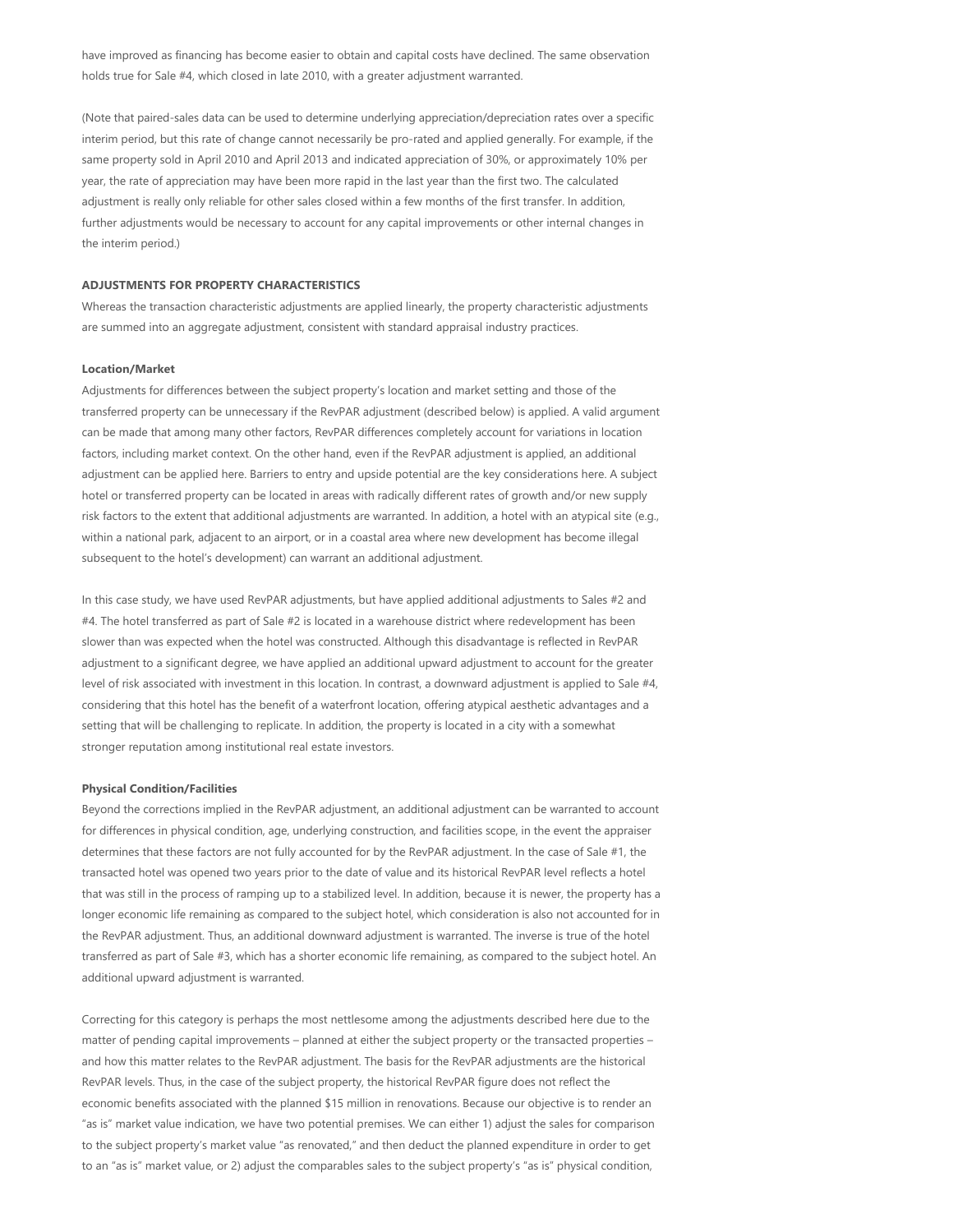have improved as financing has become easier to obtain and capital costs have declined. The same observation holds true for Sale #4, which closed in late 2010, with a greater adjustment warranted.

(Note that paired-sales data can be used to determine underlying appreciation/depreciation rates over a specific interim period, but this rate of change cannot necessarily be pro-rated and applied generally. For example, if the same property sold in April 2010 and April 2013 and indicated appreciation of 30%, or approximately 10% per year, the rate of appreciation may have been more rapid in the last year than the first two. The calculated adjustment is really only reliable for other sales closed within a few months of the first transfer. In addition, further adjustments would be necessary to account for any capital improvements or other internal changes in the interim period.)

**ADJUSTMENTS FOR PROPERTY CHARACTERISTICS**

Whereas the transaction characteristic adjustments are applied linearly, the property characteristic adjustments are summed into an aggregate adjustment, consistent with standard appraisal industry practices.

**Location/Market**

Adjustments for differences between the subject property's location and market setting and those of the transferred property can be unnecessary if the RevPAR adjustment (described below) is applied. A valid argument can be made that among many other factors, RevPAR differences completely account for variations in location factors, including market context. On the other hand, even if the RevPAR adjustment is applied, an additional adjustment can be applied here. Barriers to entry and upside potential are the key considerations here. A subject hotel or transferred property can be located in areas with radically different rates of growth and/or new supply risk factors to the extent that additional adjustments are warranted. In addition, a hotel with an atypical site (e.g., within a national park, adjacent to an airport, or in a coastal area where new development has become illegal subsequent to the hotel's development) can warrant an additional adjustment.

In this case study, we have used RevPAR adjustments, but have applied additional adjustments to Sales #2 and #4. The hotel transferred as part of Sale #2 is located in a warehouse district where redevelopment has been slower than was expected when the hotel was constructed. Although this disadvantage is reflected in RevPAR adjustment to a significant degree, we have applied an additional upward adjustment to account for the greater level of risk associated with investment in this location. In contrast, a downward adjustment is applied to Sale #4, considering that this hotel has the benefit of a waterfront location, offering atypical aesthetic advantages and a setting that will be challenging to replicate. In addition, the property is located in a city with a somewhat stronger reputation among institutional real estate investors.

**Physical Condition/Facilities**

Beyond the corrections implied in the RevPAR adjustment, an additional adjustment can be warranted to account for differences in physical condition, age, underlying construction, and facilities scope, in the event the appraiser determines that these factors are not fully accounted for by the RevPAR adjustment. In the case of Sale #1, the transacted hotel was opened two years prior to the date of value and its historical RevPAR level reflects a hotel that was still in the process of ramping up to a stabilized level. In addition, because it is newer, the property has a longer economic life remaining as compared to the subject hotel, which consideration is also not accounted for in the RevPAR adjustment. Thus, an additional downward adjustment is warranted. The inverse is true of the hotel transferred as part of Sale #3, which has a shorter economic life remaining, as compared to the subject hotel. An additional upward adjustment is warranted.

Correcting for this category is perhaps the most nettlesome among the adjustments described here due to the matter of pending capital improvements – planned at either the subject property or the transacted properties – and how this matter relates to the RevPAR adjustment. The basis for the RevPAR adjustments are the historical RevPAR levels. Thus, in the case of the subject property, the historical RevPAR figure does not reflect the economic benefits associated with the planned $15 million in renovations. Because our objective is to render an "as is" market value indication, we have two potential premises. We can either 1) adjust the sales for comparison to the subject property's market value "as renovated," and then deduct the planned expenditure in order to get to an "as is" market value, or 2) adjust the comparables sales to the subject property's "as is" physical condition,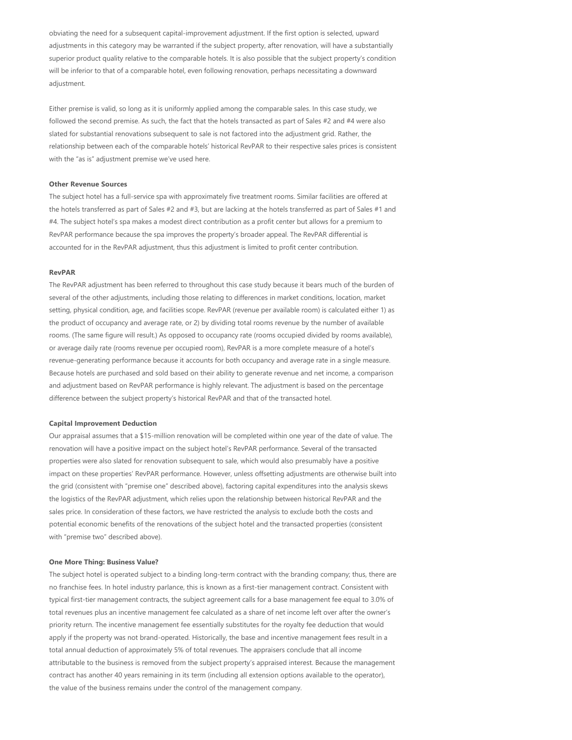obviating the need for a subsequent capital-improvement adjustment. If the first option is selected, upward adjustments in this category may be warranted if the subject property, after renovation, will have a substantially superior product quality relative to the comparable hotels. It is also possible that the subject property's condition will be inferior to that of a comparable hotel, even following renovation, perhaps necessitating a downward adjustment.

Either premise is valid, so long as it is uniformly applied among the comparable sales. In this case study, we followed the second premise. As such, the fact that the hotels transacted as part of Sales #2 and #4 were also slated for substantial renovations subsequent to sale is not factored into the adjustment grid. Rather, the relationship between each of the comparable hotels' historical RevPAR to their respective sales prices is consistent with the "as is" adjustment premise we've used here.

**Other Revenue Sources**

The subject hotel has a full-service spa with approximately five treatment rooms. Similar facilities are offered at the hotels transferred as part of Sales #2 and #3, but are lacking at the hotels transferred as part of Sales #1 and #4. The subject hotel's spa makes a modest direct contribution as a profit center but allows for a premium to RevPAR performance because the spa improves the property's broader appeal. The RevPAR differential is accounted for in the RevPAR adjustment, thus this adjustment is limited to profit center contribution.

**RevPAR**

The RevPAR adjustment has been referred to throughout this case study because it bears much of the burden of several of the other adjustments, including those relating to differences in market conditions, location, market setting, physical condition, age, and facilities scope. RevPAR (revenue per available room) is calculated either 1) as the product of occupancy and average rate, or 2) by dividing total rooms revenue by the number of available rooms. (The same figure will result.) As opposed to occupancy rate (rooms occupied divided by rooms available), or average daily rate (rooms revenue per occupied room), RevPAR is a more complete measure of a hotel's revenue-generating performance because it accounts for both occupancy and average rate in a single measure. Because hotels are purchased and sold based on their ability to generate revenue and net income, a comparison and adjustment based on RevPAR performance is highly relevant. The adjustment is based on the percentage difference between the subject property's historical RevPAR and that of the transacted hotel.

**Capital Improvement Deduction**

Our appraisal assumes that a $15-million renovation will be completed within one year of the date of value. The renovation will have a positive impact on the subject hotel's RevPAR performance. Several of the transacted properties were also slated for renovation subsequent to sale, which would also presumably have a positive impact on these properties' RevPAR performance. However, unless offsetting adjustments are otherwise built into the grid (consistent with "premise one" described above), factoring capital expenditures into the analysis skews the logistics of the RevPAR adjustment, which relies upon the relationship between historical RevPAR and the sales price. In consideration of these factors, we have restricted the analysis to exclude both the costs and potential economic benefits of the renovations of the subject hotel and the transacted properties (consistent with "premise two" described above).

**One More Thing: Business Value?**

The subject hotel is operated subject to a binding long-term contract with the branding company; thus, there are no franchise fees. In hotel industry parlance, this is known as a first-tier management contract. Consistent with typical first-tier management contracts, the subject agreement calls for a base management fee equal to 3.0% of total revenues plus an incentive management fee calculated as a share of net income left over after the owner's priority return. The incentive management fee essentially substitutes for the royalty fee deduction that would apply if the property was not brand-operated. Historically, the base and incentive management fees result in a total annual deduction of approximately 5% of total revenues. The appraisers conclude that all income attributable to the business is removed from the subject property's appraised interest. Because the management contract has another 40 years remaining in its term (including all extension options available to the operator), the value of the business remains under the control of the management company.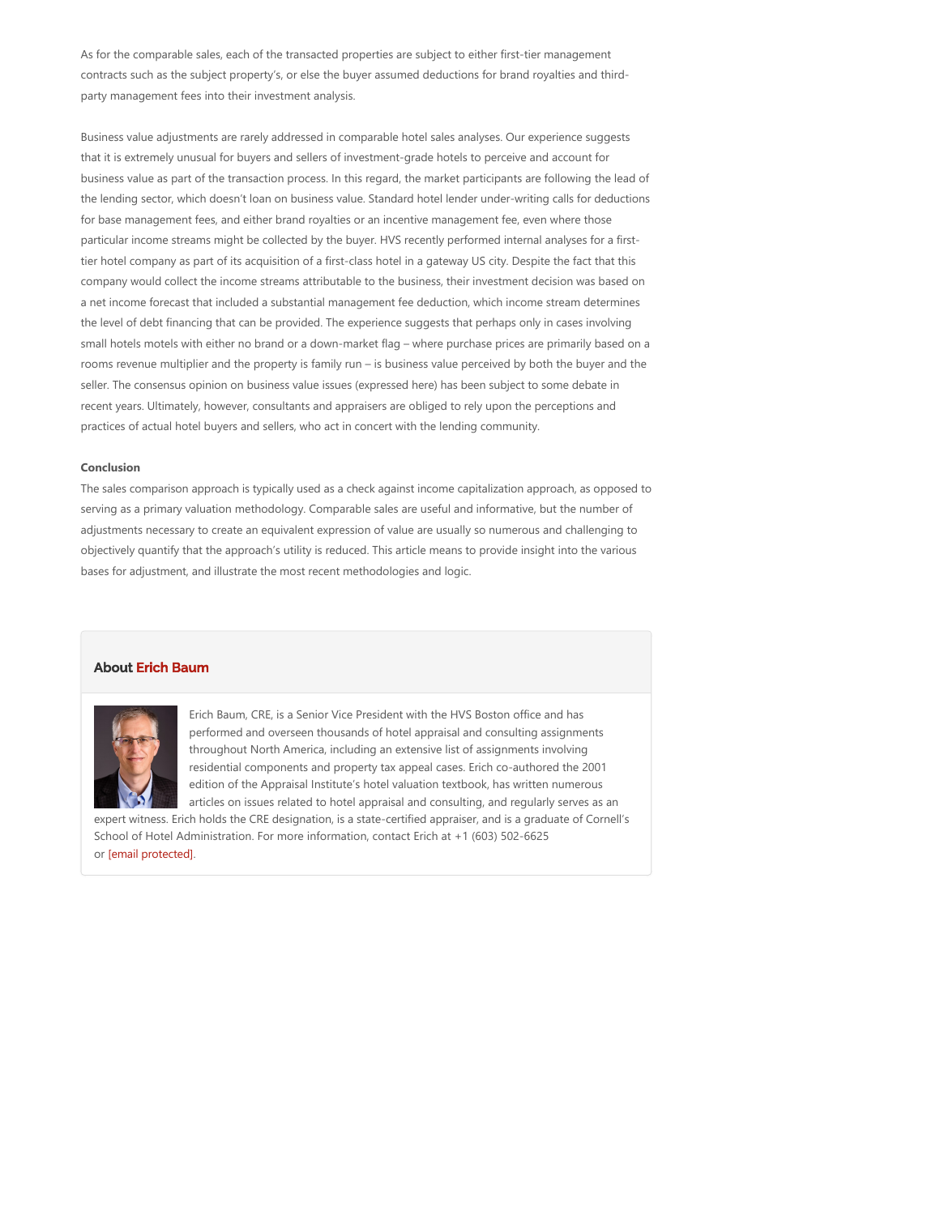As for the comparable sales, each of the transacted properties are subject to either first-tier management contracts such as the subject property's, or else the buyer assumed deductions for brand royalties and third-party management fees into their investment analysis.

Business value adjustments are rarely addressed in comparable hotel sales analyses. Our experience suggests that it is extremely unusual for buyers and sellers of investment-grade hotels to perceive and account for business value as part of the transaction process. In this regard, the market participants are following the lead of the lending sector, which doesn't loan on business value. Standard hotel lender under-writing calls for deductions for base management fees, and either brand royalties or an incentive management fee, even where those particular income streams might be collected by the buyer. HVS recently performed internal analyses for a first-tier hotel company as part of its acquisition of a first-class hotel in a gateway US city. Despite the fact that this company would collect the income streams attributable to the business, their investment decision was based on a net income forecast that included a substantial management fee deduction, which income stream determines the level of debt financing that can be provided. The experience suggests that perhaps only in cases involving small hotels motels with either no brand or a down-market flag – where purchase prices are primarily based on a rooms revenue multiplier and the property is family run – is business value perceived by both the buyer and the seller. The consensus opinion on business value issues (expressed here) has been subject to some debate in recent years. Ultimately, however, consultants and appraisers are obliged to rely upon the perceptions and practices of actual hotel buyers and sellers, who act in concert with the lending community.

**Conclusion**

The sales comparison approach is typically used as a check against income capitalization approach, as opposed to serving as a primary valuation methodology. Comparable sales are useful and informative, but the number of adjustments necessary to create an equivalent expression of value are usually so numerous and challenging to objectively quantify that the approach's utility is reduced. This article means to provide insight into the various bases for adjustment, and illustrate the most recent methodologies and logic.

## About Erich Baum

Erich Baum, CRE, is a Senior Vice President with the HVS Boston office and has performed and overseen thousands of hotel appraisal and consulting assignments throughout North America, including an extensive list of assignments involving residential components and property tax appeal cases. Erich co-authored the 2001 edition of the Appraisal Institute's hotel valuation textbook, has written numerous articles on issues related to hotel appraisal and consulting, and regularly serves as an expert witness. Erich holds the CRE designation, is a state-certified appraiser, and is a graduate of Cornell's School of Hotel Administration. For more information, contact Erich at +1 (603) 502-6625 or [email protected].